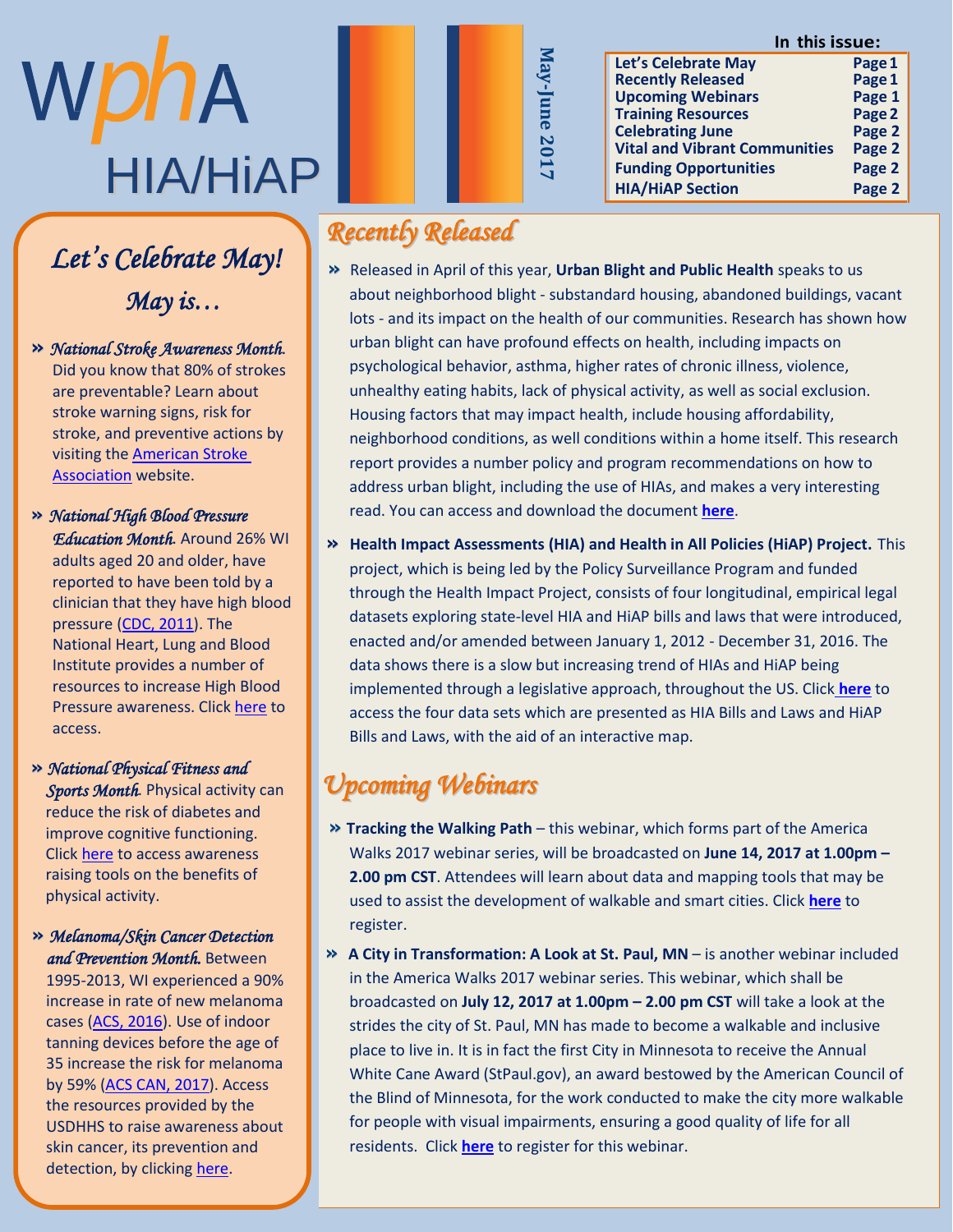# WphA HIA/HiAP

**May-June 2017**

**In this issue:**

| | |
|---|---|
| Let's Celebrate May | Page 1 |
| Recently Released | Page 1 |
| Upcoming Webinars | Page 1 |
| Training Resources | Page 2 |
| Celebrating June | Page 2 |
| Vital and Vibrant Communities | Page 2 |
| Funding Opportunities | Page 2 |
| HIA/HiAP Section | Page 2 |

## Let's Celebrate May!

### May is…

- *National Stroke Awareness Month.* Did you know that 80% of strokes are preventable? Learn about stroke warning signs, risk for stroke, and preventive actions by visiting the American Stroke Association website.
- *National High Blood Pressure Education Month.* Around 26% WI adults aged 20 and older, have reported to have been told by a clinician that they have high blood pressure (CDC, 2011). The National Heart, Lung and Blood Institute provides a number of resources to increase High Blood Pressure awareness. Click here to access.
- *National Physical Fitness and Sports Month.* Physical activity can reduce the risk of diabetes and improve cognitive functioning. Click here to access awareness raising tools on the benefits of physical activity.
- *Melanoma/Skin Cancer Detection and Prevention Month.* Between 1995-2013, WI experienced a 90% increase in rate of new melanoma cases (ACS, 2016). Use of indoor tanning devices before the age of 35 increase the risk for melanoma by 59% (ACS CAN, 2017). Access the resources provided by the USDHHS to raise awareness about skin cancer, its prevention and detection, by clicking here.

## Recently Released

- Released in April of this year, **Urban Blight and Public Health** speaks to us about neighborhood blight - substandard housing, abandoned buildings, vacant lots - and its impact on the health of our communities. Research has shown how urban blight can have profound effects on health, including impacts on psychological behavior, asthma, higher rates of chronic illness, violence, unhealthy eating habits, lack of physical activity, as well as social exclusion. Housing factors that may impact health, include housing affordability, neighborhood conditions, as well conditions within a home itself. This research report provides a number policy and program recommendations on how to address urban blight, including the use of HIAs, and makes a very interesting read. You can access and download the document **here**.
- **Health Impact Assessments (HIA) and Health in All Policies (HiAP) Project.** This project, which is being led by the Policy Surveillance Program and funded through the Health Impact Project, consists of four longitudinal, empirical legal datasets exploring state-level HIA and HiAP bills and laws that were introduced, enacted and/or amended between January 1, 2012 - December 31, 2016. The data shows there is a slow but increasing trend of HIAs and HiAP being implemented through a legislative approach, throughout the US. Click **here** to access the four data sets which are presented as HIA Bills and Laws and HiAP Bills and Laws, with the aid of an interactive map.

## Upcoming Webinars

- **Tracking the Walking Path** – this webinar, which forms part of the America Walks 2017 webinar series, will be broadcasted on **June 14, 2017 at 1.00pm – 2.00 pm CST**. Attendees will learn about data and mapping tools that may be used to assist the development of walkable and smart cities. Click **here** to register.
- **A City in Transformation: A Look at St. Paul, MN** – is another webinar included in the America Walks 2017 webinar series. This webinar, which shall be broadcasted on **July 12, 2017 at 1.00pm – 2.00 pm CST** will take a look at the strides the city of St. Paul, MN has made to become a walkable and inclusive place to live in. It is in fact the first City in Minnesota to receive the Annual White Cane Award (StPaul.gov), an award bestowed by the American Council of the Blind of Minnesota, for the work conducted to make the city more walkable for people with visual impairments, ensuring a good quality of life for all residents. Click **here** to register for this webinar.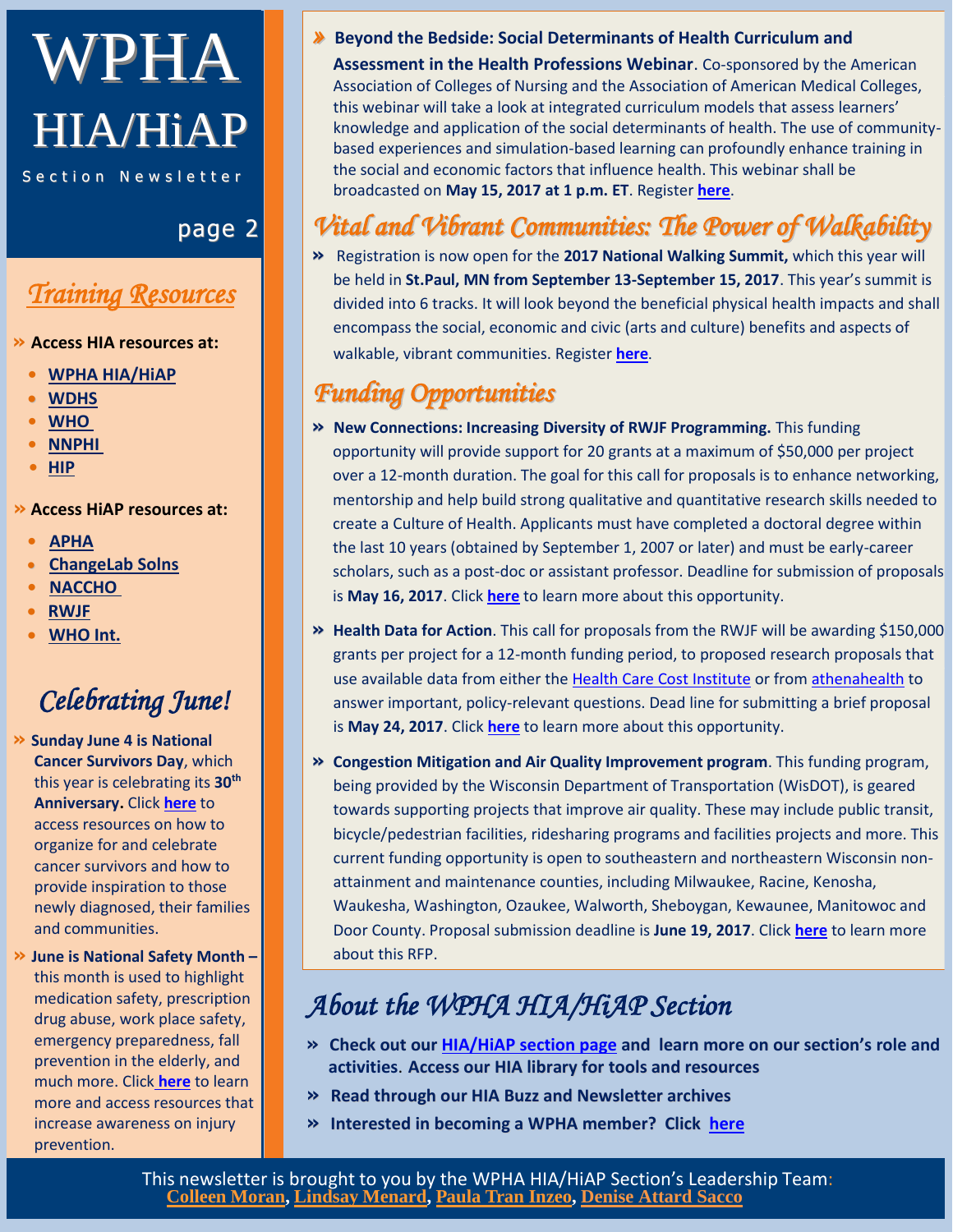# WPHA HIA/HiAP

Section Newsletter

page 2

## Training Resources

» **Access HIA resources at:**

- WPHA HIA/HiAP
- WDHS
- WHO
- NNPHI
- HIP

» **Access HiAP resources at:**

- APHA
- ChangeLab Solns
- NACCHO
- RWJF
- WHO Int.

## Celebrating June!

» **Sunday June 4 is National Cancer Survivors Day**, which this year is celebrating its **30th Anniversary.** Click **here** to access resources on how to organize for and celebrate cancer survivors and how to provide inspiration to those newly diagnosed, their families and communities.

» **June is National Safety Month** – this month is used to highlight medication safety, prescription drug abuse, work place safety, emergency preparedness, fall prevention in the elderly, and much more. Click **here** to learn more and access resources that increase awareness on injury prevention.

» **Beyond the Bedside: Social Determinants of Health Curriculum and Assessment in the Health Professions Webinar**. Co-sponsored by the American Association of Colleges of Nursing and the Association of American Medical Colleges, this webinar will take a look at integrated curriculum models that assess learners' knowledge and application of the social determinants of health. The use of community-based experiences and simulation-based learning can profoundly enhance training in the social and economic factors that influence health. This webinar shall be broadcasted on **May 15, 2017 at 1 p.m. ET**. Register **here**.

## Vital and Vibrant Communities: The Power of Walkability

» Registration is now open for the **2017 National Walking Summit,** which this year will be held in **St.Paul, MN from September 13-September 15, 2017**. This year's summit is divided into 6 tracks. It will look beyond the beneficial physical health impacts and shall encompass the social, economic and civic (arts and culture) benefits and aspects of walkable, vibrant communities. Register **here**.

## Funding Opportunities

» **New Connections: Increasing Diversity of RWJF Programming.** This funding opportunity will provide support for 20 grants at a maximum of $50,000 per project over a 12-month duration. The goal for this call for proposals is to enhance networking, mentorship and help build strong qualitative and quantitative research skills needed to create a Culture of Health. Applicants must have completed a doctoral degree within the last 10 years (obtained by September 1, 2007 or later) and must be early-career scholars, such as a post-doc or assistant professor. Deadline for submission of proposals is **May 16, 2017**. Click **here** to learn more about this opportunity.

» **Health Data for Action**. This call for proposals from the RWJF will be awarding $150,000 grants per project for a 12-month funding period, to proposed research proposals that use available data from either the Health Care Cost Institute or from athenahealth to answer important, policy-relevant questions. Dead line for submitting a brief proposal is **May 24, 2017**. Click **here** to learn more about this opportunity.

» **Congestion Mitigation and Air Quality Improvement program**. This funding program, being provided by the Wisconsin Department of Transportation (WisDOT), is geared towards supporting projects that improve air quality. These may include public transit, bicycle/pedestrian facilities, ridesharing programs and facilities projects and more. This current funding opportunity is open to southeastern and northeastern Wisconsin non-attainment and maintenance counties, including Milwaukee, Racine, Kenosha, Waukesha, Washington, Ozaukee, Walworth, Sheboygan, Kewaunee, Manitowoc and Door County. Proposal submission deadline is **June 19, 2017**. Click **here** to learn more about this RFP.

## About the WPHA HIA/HiAP Section

» **Check out our HIA/HiAP section page and learn more on our section's role and activities. Access our HIA library for tools and resources**

» **Read through our HIA Buzz and Newsletter archives**

» **Interested in becoming a WPHA member? Click here**

This newsletter is brought to you by the WPHA HIA/HiAP Section's Leadership Team: **Colleen Moran, Lindsay Menard, Paula Tran Inzeo, Denise Attard Sacco**